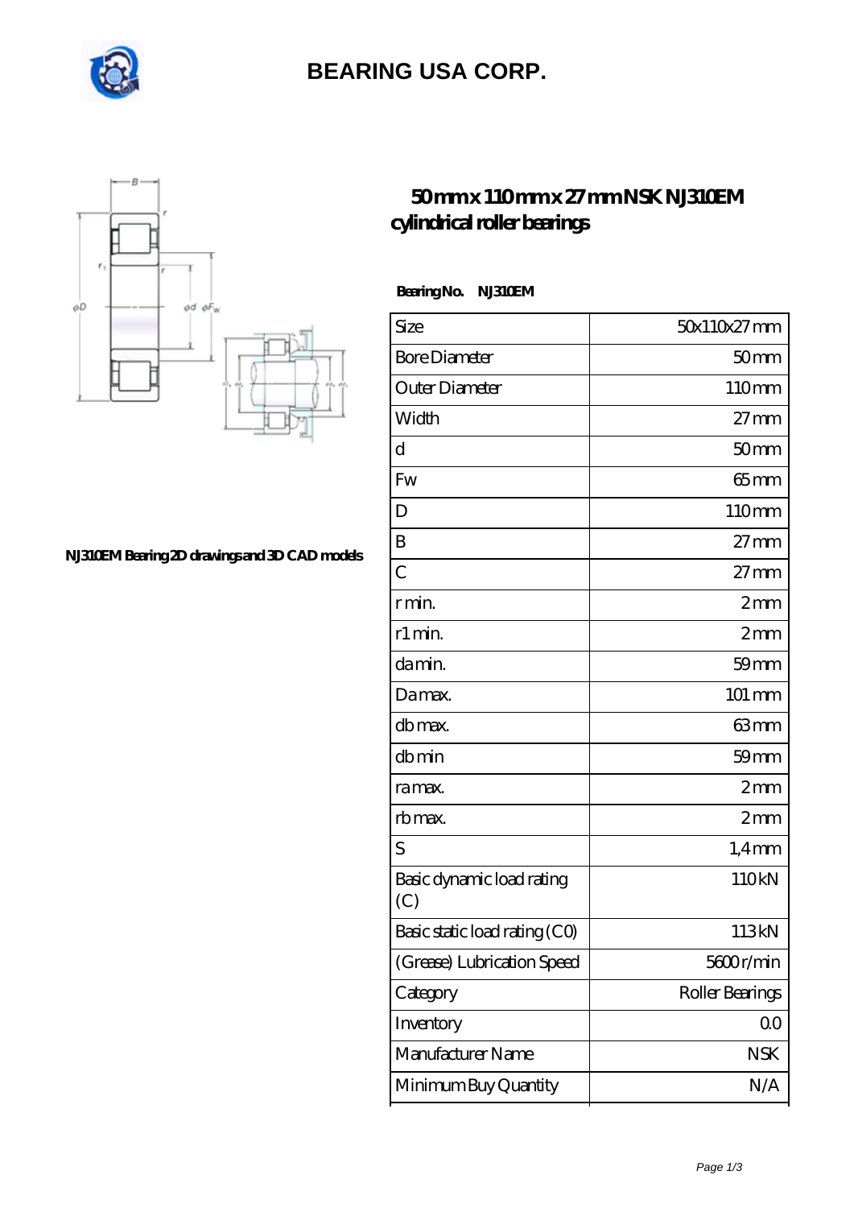# BEARING USA CORP.

NJ310EM Bearing 2D drawings and 3D CAD models

## 50 mm x 110 mm x 27 mm NSK NJ310EM cylindrical roller bearings

**Bearing No. NJ310EM**

| Size | 50x110x27 mm |
|---|---|
| Bore Diameter | 50 mm |
| Outer Diameter | 110 mm |
| Width | 27 mm |
| d | 50 mm |
| Fw | 65 mm |
| D | 110 mm |
| B | 27 mm |
| C | 27 mm |
| r min. | 2 mm |
| r1 min. | 2 mm |
| da min. | 59 mm |
| Da max. | 101 mm |
| db max. | 63 mm |
| db min | 59 mm |
| ra max. | 2 mm |
| rb max. | 2 mm |
| S | 1,4 mm |
| Basic dynamic load rating (C) | 110 kN |
| Basic static load rating (C0) | 113 kN |
| (Grease) Lubrication Speed | 5600 r/min |
| Category | Roller Bearings |
| Inventory | 0.0 |
| Manufacturer Name | NSK |
| Minimum Buy Quantity | N/A |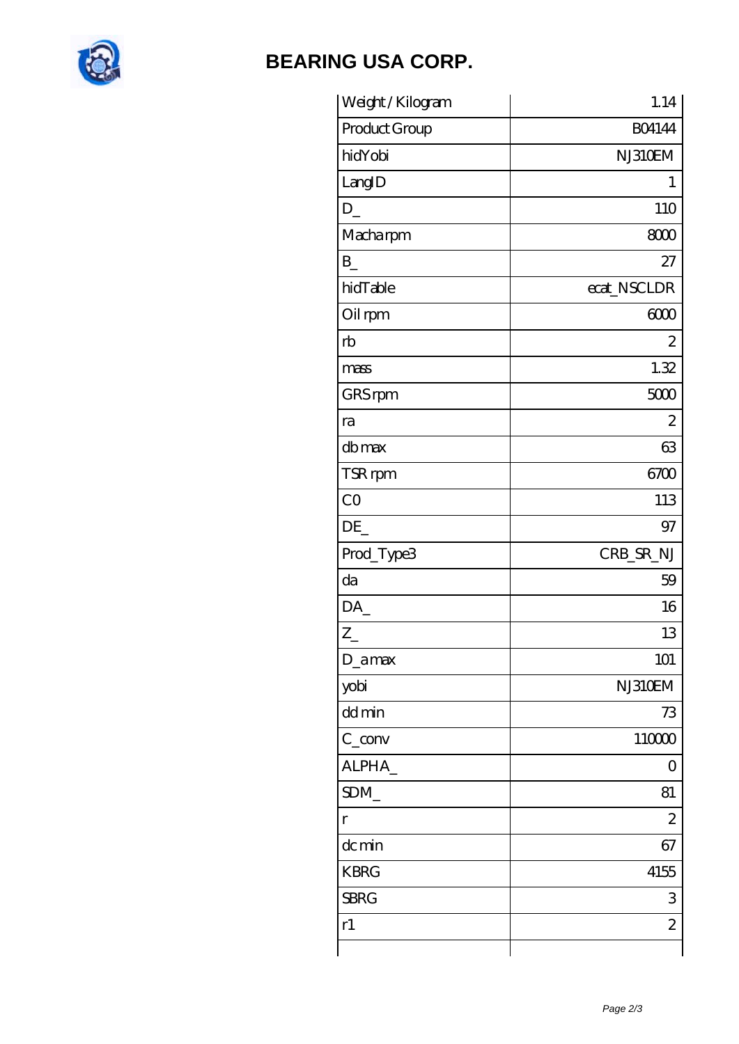# BEARING USA CORP.

| | |
|---|---|
| Weight / Kilogram | 1.14 |
| Product Group | B04144 |
| hidYobi | NJ310EM |
| LangID | 1 |
| D_ | 110 |
| Macha rpm | 8000 |
| B_ | 27 |
| hidTable | ecat_NSCLDR |
| Oil rpm | 6000 |
| rb | 2 |
| mass | 1.32 |
| GRS rpm | 5000 |
| ra | 2 |
| db max | 63 |
| TSR rpm | 6700 |
| C0 | 113 |
| DE_ | 97 |
| Prod_Type3 | CRB_SR_NJ |
| da | 59 |
| DA_ | 16 |
| Z_ | 13 |
| D_a max | 101 |
| yobi | NJ310EM |
| dd min | 73 |
| C_conv | 110000 |
| ALPHA_ | 0 |
| SDM_ | 81 |
| r | 2 |
| dc min | 67 |
| KBRG | 4155 |
| SBRG | 3 |
| r1 | 2 |
| | |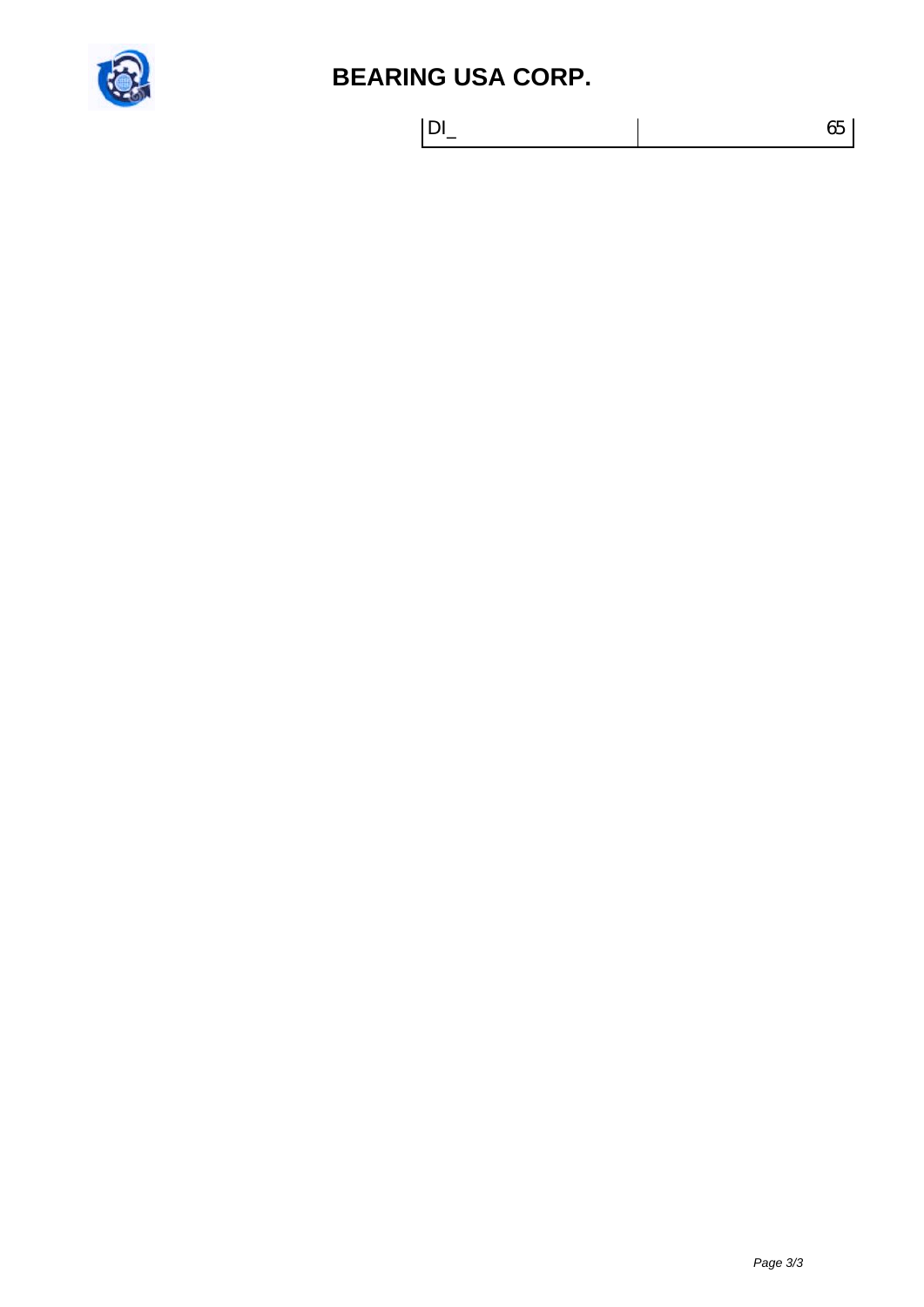| | |
|---|---|
| DI_ | 65 |